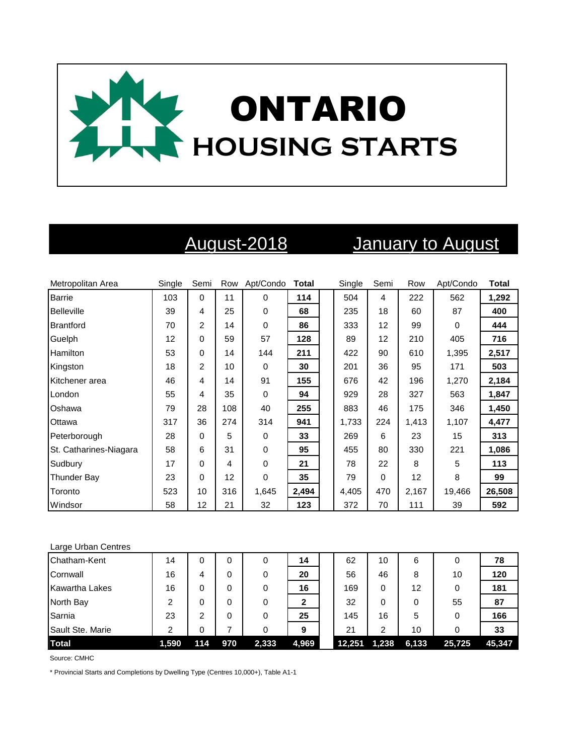# ONTARIO HOUSING STARTS

| | August-2018 | | | | | January to August | | | | |
|---|---|---|---|---|---|---|---|---|---|---|
| Metropolitan Area | Single | Semi | Row | Apt/Condo | **Total** | Single | Semi | Row | Apt/Condo | **Total** |
| Barrie | 103 | 0 | 11 | 0 | **114** | 504 | 4 | 222 | 562 | **1,292** |
| Belleville | 39 | 4 | 25 | 0 | **68** | 235 | 18 | 60 | 87 | **400** |
| Brantford | 70 | 2 | 14 | 0 | **86** | 333 | 12 | 99 | 0 | **444** |
| Guelph | 12 | 0 | 59 | 57 | **128** | 89 | 12 | 210 | 405 | **716** |
| Hamilton | 53 | 0 | 14 | 144 | **211** | 422 | 90 | 610 | 1,395 | **2,517** |
| Kingston | 18 | 2 | 10 | 0 | **30** | 201 | 36 | 95 | 171 | **503** |
| Kitchener area | 46 | 4 | 14 | 91 | **155** | 676 | 42 | 196 | 1,270 | **2,184** |
| London | 55 | 4 | 35 | 0 | **94** | 929 | 28 | 327 | 563 | **1,847** |
| Oshawa | 79 | 28 | 108 | 40 | **255** | 883 | 46 | 175 | 346 | **1,450** |
| Ottawa | 317 | 36 | 274 | 314 | **941** | 1,733 | 224 | 1,413 | 1,107 | **4,477** |
| Peterborough | 28 | 0 | 5 | 0 | **33** | 269 | 6 | 23 | 15 | **313** |
| St. Catharines-Niagara | 58 | 6 | 31 | 0 | **95** | 455 | 80 | 330 | 221 | **1,086** |
| Sudbury | 17 | 0 | 4 | 0 | **21** | 78 | 22 | 8 | 5 | **113** |
| Thunder Bay | 23 | 0 | 12 | 0 | **35** | 79 | 0 | 12 | 8 | **99** |
| Toronto | 523 | 10 | 316 | 1,645 | **2,494** | 4,405 | 470 | 2,167 | 19,466 | **26,508** |
| Windsor | 58 | 12 | 21 | 32 | **123** | 372 | 70 | 111 | 39 | **592** |
| Large Urban Centres | | | | | | | | | | |
| Chatham-Kent | 14 | 0 | 0 | 0 | **14** | 62 | 10 | 6 | 0 | **78** |
| Cornwall | 16 | 4 | 0 | 0 | **20** | 56 | 46 | 8 | 10 | **120** |
| Kawartha Lakes | 16 | 0 | 0 | 0 | **16** | 169 | 0 | 12 | 0 | **181** |
| North Bay | 2 | 0 | 0 | 0 | **2** | 32 | 0 | 0 | 55 | **87** |
| Sarnia | 23 | 2 | 0 | 0 | **25** | 145 | 16 | 5 | 0 | **166** |
| Sault Ste. Marie | 2 | 0 | 7 | 0 | **9** | 21 | 2 | 10 | 0 | **33** |
| **Total** | **1,590** | **114** | **970** | **2,333** | **4,969** | **12,251** | **1,238** | **6,133** | **25,725** | **45,347** |

Source: CMHC

* Provincial Starts and Completions by Dwelling Type (Centres 10,000+), Table A1-1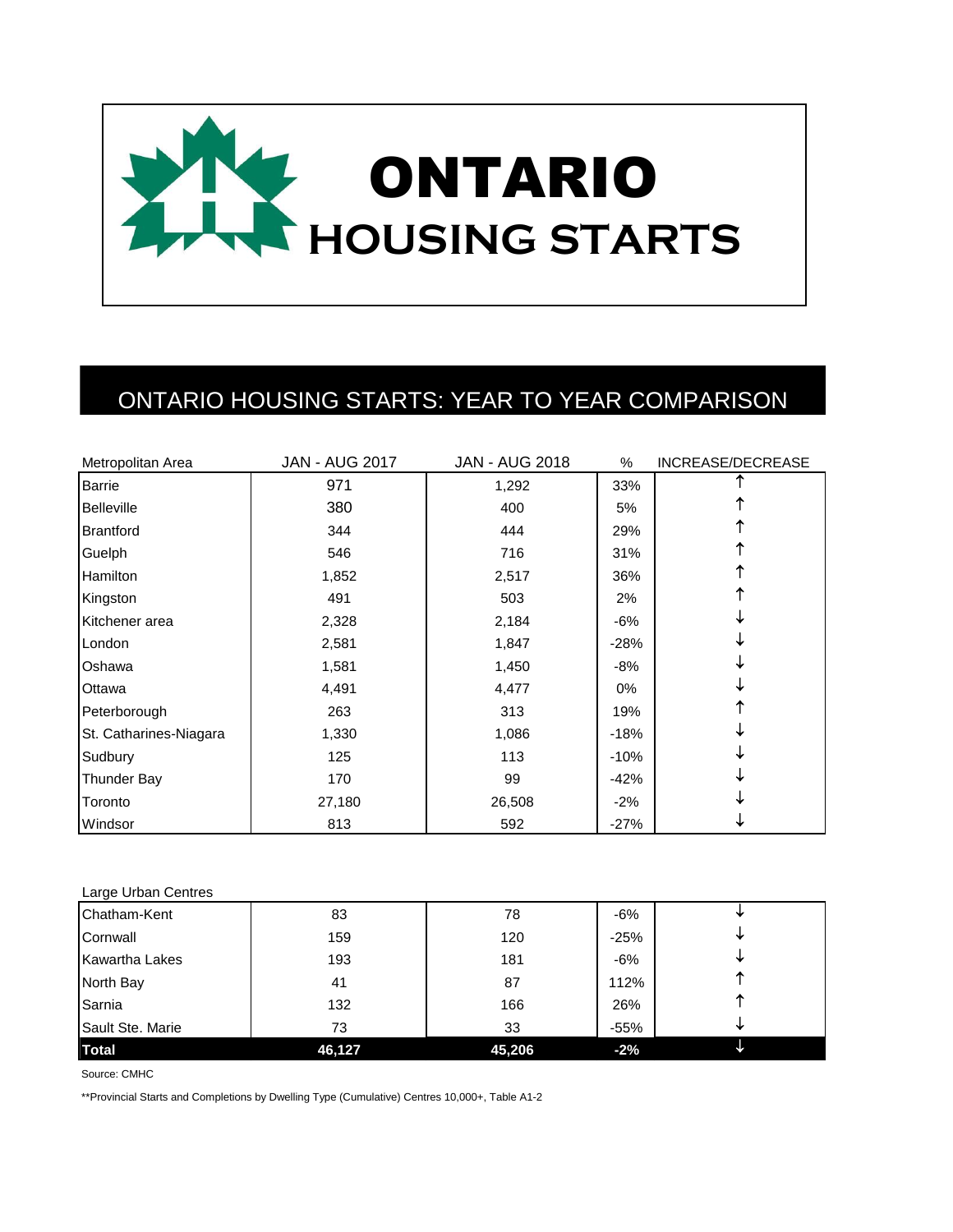# ONTARIO HOUSING STARTS

## ONTARIO HOUSING STARTS: YEAR TO YEAR COMPARISON

| Metropolitan Area | JAN - AUG 2017 | JAN - AUG 2018 | % | INCREASE/DECREASE |
|---|---|---|---|---|
| Barrie | 971 | 1,292 | 33% | ↑ |
| Belleville | 380 | 400 | 5% | ↑ |
| Brantford | 344 | 444 | 29% | ↑ |
| Guelph | 546 | 716 | 31% | ↑ |
| Hamilton | 1,852 | 2,517 | 36% | ↑ |
| Kingston | 491 | 503 | 2% | ↑ |
| Kitchener area | 2,328 | 2,184 | -6% | ↓ |
| London | 2,581 | 1,847 | -28% | ↓ |
| Oshawa | 1,581 | 1,450 | -8% | ↓ |
| Ottawa | 4,491 | 4,477 | 0% | ↓ |
| Peterborough | 263 | 313 | 19% | ↑ |
| St. Catharines-Niagara | 1,330 | 1,086 | -18% | ↓ |
| Sudbury | 125 | 113 | -10% | ↓ |
| Thunder Bay | 170 | 99 | -42% | ↓ |
| Toronto | 27,180 | 26,508 | -2% | ↓ |
| Windsor | 813 | 592 | -27% | ↓ |

Large Urban Centres

| Large Urban Centres | JAN - AUG 2017 | JAN - AUG 2018 | % | INCREASE/DECREASE |
|---|---|---|---|---|
| Chatham-Kent | 83 | 78 | -6% | ↓ |
| Cornwall | 159 | 120 | -25% | ↓ |
| Kawartha Lakes | 193 | 181 | -6% | ↓ |
| North Bay | 41 | 87 | 112% | ↑ |
| Sarnia | 132 | 166 | 26% | ↑ |
| Sault Ste. Marie | 73 | 33 | -55% | ↓ |
| **Total** | **46,127** | **45,206** | **-2%** | ↓ |

Source: CMHC

**Provincial Starts and Completions by Dwelling Type (Cumulative) Centres 10,000+, Table A1-2